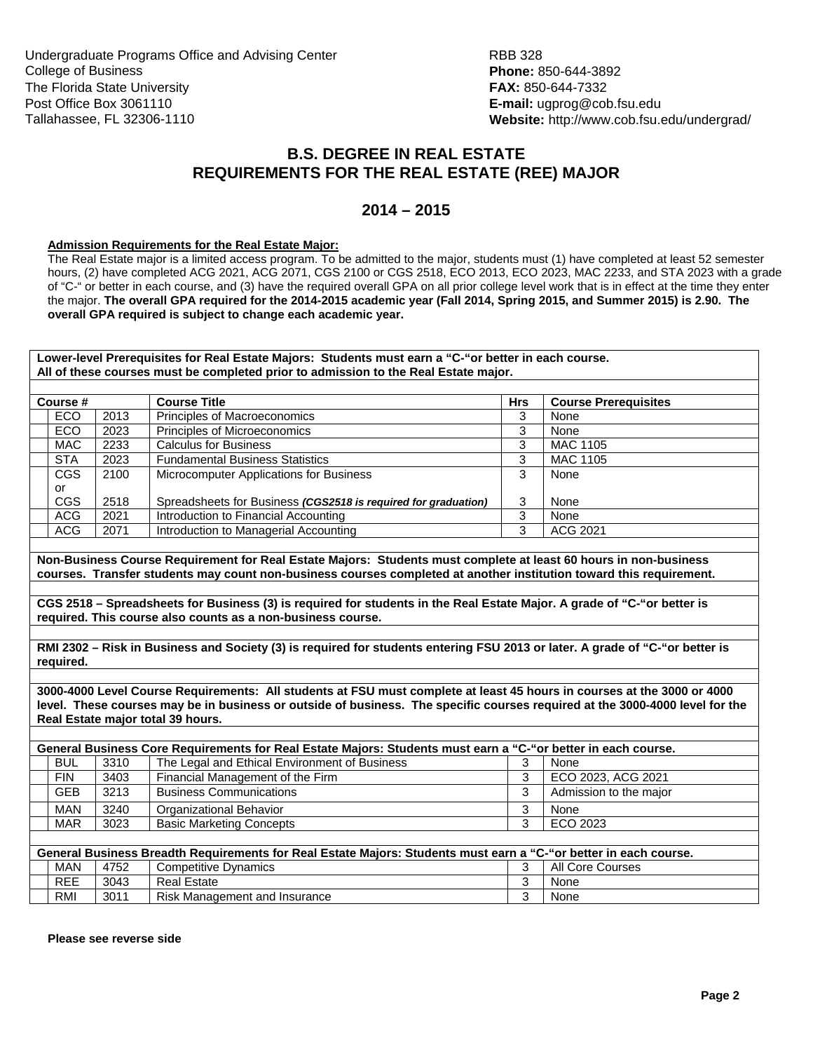Undergraduate Programs Office and Advising Center
College of Business
The Florida State University
Post Office Box 3061110
Tallahassee, FL 32306-1110

RBB 328
**Phone:** 850-644-3892
**FAX:** 850-644-7332
**E-mail:** ugprog@cob.fsu.edu
**Website:** http://www.cob.fsu.edu/undergrad/

# B.S. DEGREE IN REAL ESTATE
# REQUIREMENTS FOR THE REAL ESTATE (REE) MAJOR

## 2014 – 2015

**Admission Requirements for the Real Estate Major:**

The Real Estate major is a limited access program. To be admitted to the major, students must (1) have completed at least 52 semester hours, (2) have completed ACG 2021, ACG 2071, CGS 2100 or CGS 2518, ECO 2013, ECO 2023, MAC 2233, and STA 2023 with a grade of "C-" or better in each course, and (3) have the required overall GPA on all prior college level work that is in effect at the time they enter the major. **The overall GPA required for the 2014-2015 academic year (Fall 2014, Spring 2015, and Summer 2015) is 2.90. The overall GPA required is subject to change each academic year.**

**Lower-level Prerequisites for Real Estate Majors: Students must earn a "C-"or better in each course. All of these courses must be completed prior to admission to the Real Estate major.**

| | Course # | | Course Title | Hrs | Course Prerequisites |
|---|---|---|---|---|---|
| | ECO | 2013 | Principles of Macroeconomics | 3 | None |
| | ECO | 2023 | Principles of Microeconomics | 3 | None |
| | MAC | 2233 | Calculus for Business | 3 | MAC 1105 |
| | STA | 2023 | Fundamental Business Statistics | 3 | MAC 1105 |
| | CGS or | 2100 | Microcomputer Applications for Business | 3 | None |
| | CGS | 2518 | Spreadsheets for Business ***(CGS2518 is required for graduation)*** | 3 | None |
| | ACG | 2021 | Introduction to Financial Accounting | 3 | None |
| | ACG | 2071 | Introduction to Managerial Accounting | 3 | ACG 2021 |

**Non-Business Course Requirement for Real Estate Majors: Students must complete at least 60 hours in non-business courses. Transfer students may count non-business courses completed at another institution toward this requirement.**

**CGS 2518 – Spreadsheets for Business (3) is required for students in the Real Estate Major. A grade of "C-"or better is required. This course also counts as a non-business course.**

**RMI 2302 – Risk in Business and Society (3) is required for students entering FSU 2013 or later. A grade of "C-"or better is required.**

**3000-4000 Level Course Requirements: All students at FSU must complete at least 45 hours in courses at the 3000 or 4000 level. These courses may be in business or outside of business. The specific courses required at the 3000-4000 level for the Real Estate major total 39 hours.**

**General Business Core Requirements for Real Estate Majors: Students must earn a "C-"or better in each course.**

| | Course # | | Course Title | Hrs | Course Prerequisites |
|---|---|---|---|---|---|
| | BUL | 3310 | The Legal and Ethical Environment of Business | 3 | None |
| | FIN | 3403 | Financial Management of the Firm | 3 | ECO 2023, ACG 2021 |
| | GEB | 3213 | Business Communications | 3 | Admission to the major |
| | MAN | 3240 | Organizational Behavior | 3 | None |
| | MAR | 3023 | Basic Marketing Concepts | 3 | ECO 2023 |

**General Business Breadth Requirements for Real Estate Majors: Students must earn a "C-"or better in each course.**

| | Course # | | Course Title | Hrs | Course Prerequisites |
|---|---|---|---|---|---|
| | MAN | 4752 | Competitive Dynamics | 3 | All Core Courses |
| | REE | 3043 | Real Estate | 3 | None |
| | RMI | 3011 | Risk Management and Insurance | 3 | None |

**Please see reverse side**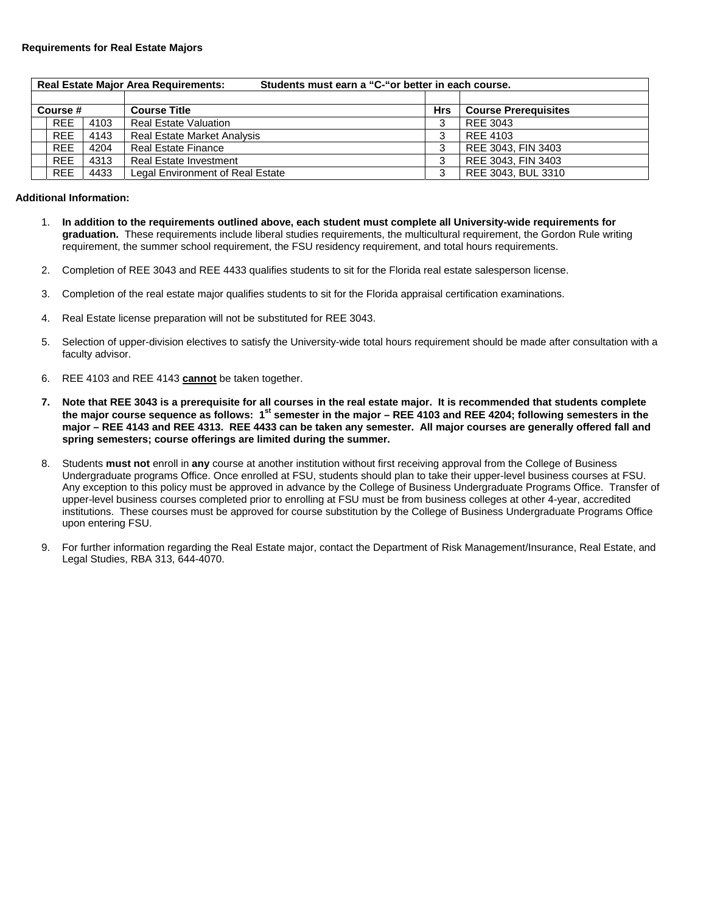### Requirements for Real Estate Majors

| Real Estate Major Area Requirements: Students must earn a "C-" or better in each course. | | | | |
|---|---|---|---|---|
| | | | | |
| Course # | | Course Title | Hrs | Course Prerequisites |
| REE | 4103 | Real Estate Valuation | 3 | REE 3043 |
| REE | 4143 | Real Estate Market Analysis | 3 | REE 4103 |
| REE | 4204 | Real Estate Finance | 3 | REE 3043, FIN 3403 |
| REE | 4313 | Real Estate Investment | 3 | REE 3043, FIN 3403 |
| REE | 4433 | Legal Environment of Real Estate | 3 | REE 3043, BUL 3310 |

**Additional Information:**

1. **In addition to the requirements outlined above, each student must complete all University-wide requirements for graduation.** These requirements include liberal studies requirements, the multicultural requirement, the Gordon Rule writing requirement, the summer school requirement, the FSU residency requirement, and total hours requirements.

2. Completion of REE 3043 and REE 4433 qualifies students to sit for the Florida real estate salesperson license.

3. Completion of the real estate major qualifies students to sit for the Florida appraisal certification examinations.

4. Real Estate license preparation will not be substituted for REE 3043.

5. Selection of upper-division electives to satisfy the University-wide total hours requirement should be made after consultation with a faculty advisor.

6. REE 4103 and REE 4143 **cannot** be taken together.

7. **Note that REE 3043 is a prerequisite for all courses in the real estate major. It is recommended that students complete the major course sequence as follows: 1st semester in the major – REE 4103 and REE 4204; following semesters in the major – REE 4143 and REE 4313. REE 4433 can be taken any semester. All major courses are generally offered fall and spring semesters; course offerings are limited during the summer.**

8. Students **must not** enroll in **any** course at another institution without first receiving approval from the College of Business Undergraduate programs Office. Once enrolled at FSU, students should plan to take their upper-level business courses at FSU. Any exception to this policy must be approved in advance by the College of Business Undergraduate Programs Office. Transfer of upper-level business courses completed prior to enrolling at FSU must be from business colleges at other 4-year, accredited institutions. These courses must be approved for course substitution by the College of Business Undergraduate Programs Office upon entering FSU.

9. For further information regarding the Real Estate major, contact the Department of Risk Management/Insurance, Real Estate, and Legal Studies, RBA 313, 644-4070.